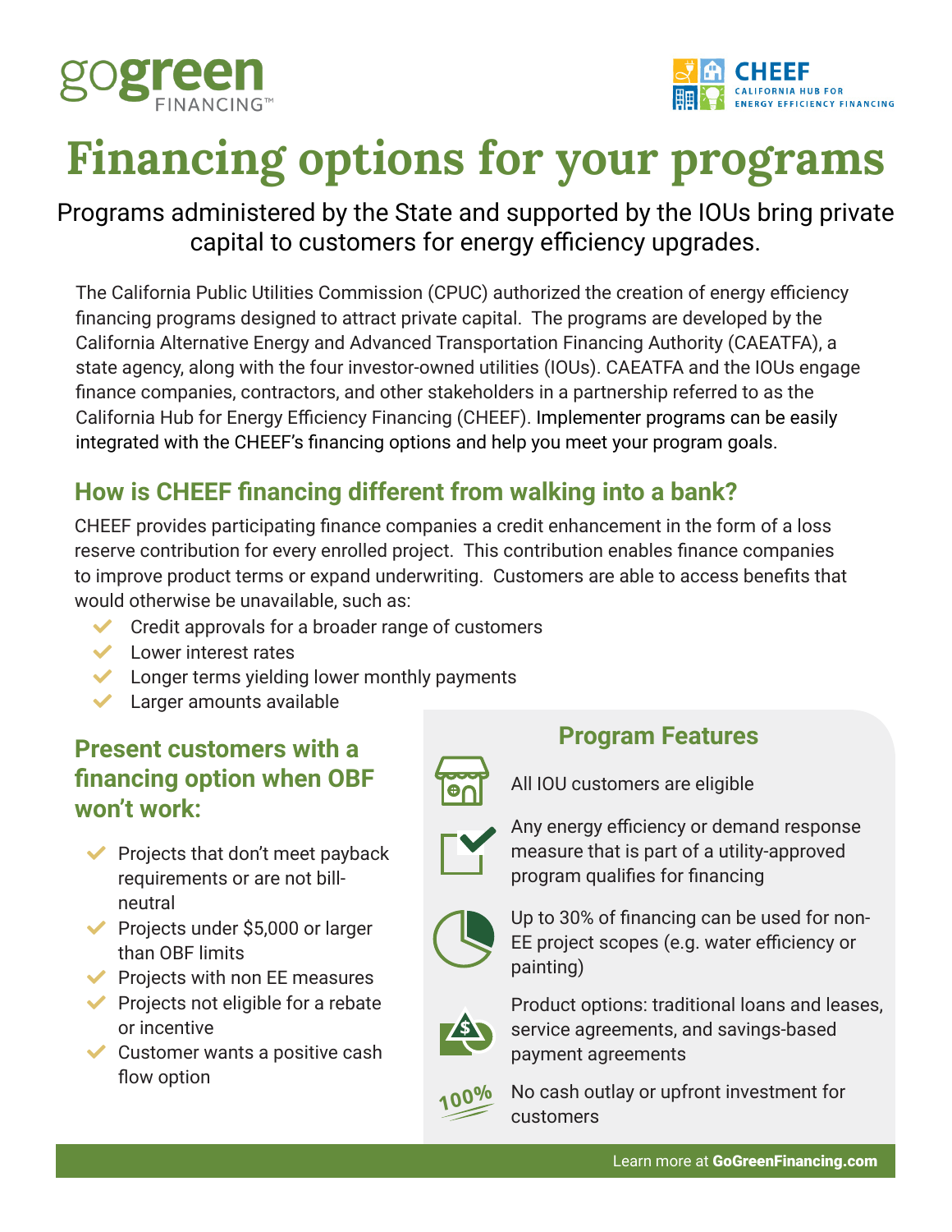gogreen FINANCING™

CHEEF CALIFORNIA HUB FOR ENERGY EFFICIENCY FINANCING

# Financing options for your programs

Programs administered by the State and supported by the IOUs bring private capital to customers for energy efficiency upgrades.

The California Public Utilities Commission (CPUC) authorized the creation of energy efficiency financing programs designed to attract private capital. The programs are developed by the California Alternative Energy and Advanced Transportation Financing Authority (CAEATFA), a state agency, along with the four investor-owned utilities (IOUs). CAEATFA and the IOUs engage finance companies, contractors, and other stakeholders in a partnership referred to as the California Hub for Energy Efficiency Financing (CHEEF). Implementer programs can be easily integrated with the CHEEF's financing options and help you meet your program goals.

## How is CHEEF financing different from walking into a bank?

CHEEF provides participating finance companies a credit enhancement in the form of a loss reserve contribution for every enrolled project. This contribution enables finance companies to improve product terms or expand underwriting. Customers are able to access benefits that would otherwise be unavailable, such as:

- Credit approvals for a broader range of customers
- Lower interest rates
- Longer terms yielding lower monthly payments
- Larger amounts available

## Present customers with a financing option when OBF won't work:

- Projects that don't meet payback requirements or are not bill-neutral
- Projects under $5,000 or larger than OBF limits
- Projects with non EE measures
- Projects not eligible for a rebate or incentive
- Customer wants a positive cash flow option

## Program Features

- All IOU customers are eligible
- Any energy efficiency or demand response measure that is part of a utility-approved program qualifies for financing
- Up to 30% of financing can be used for non-EE project scopes (e.g. water efficiency or painting)
- Product options: traditional loans and leases, service agreements, and savings-based payment agreements
- No cash outlay or upfront investment for customers

Learn more at **GoGreenFinancing.com**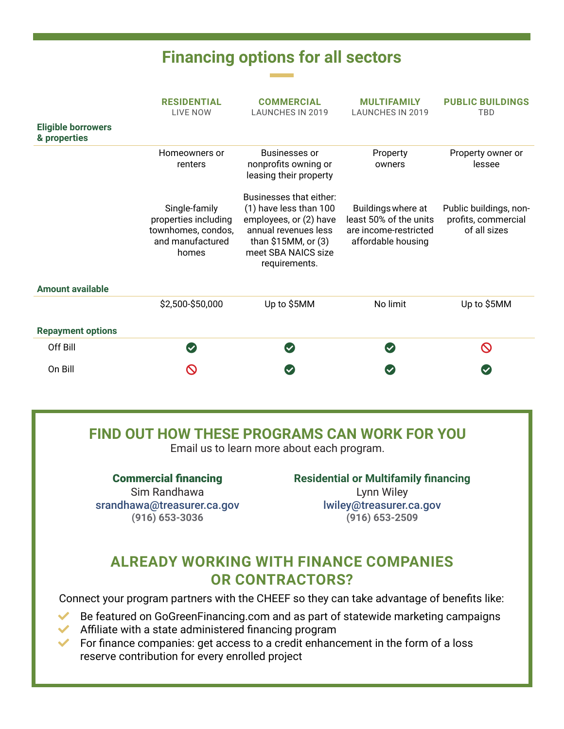## Financing options for all sectors

| | RESIDENTIAL<br>LIVE NOW | COMMERCIAL<br>LAUNCHES IN 2019 | MULTIFAMILY<br>LAUNCHES IN 2019 | PUBLIC BUILDINGS<br>TBD |
|---|---|---|---|---|
| **Eligible borrowers & properties** | | | | |
| | Homeowners or renters | Businesses or nonprofits owning or leasing their property | Property owners | Property owner or lessee |
| | Single-family properties including townhomes, condos, and manufactured homes | Businesses that either: (1) have less than 100 employees, or (2) have annual revenues less than $15MM, or (3) meet SBA NAICS size requirements. | Buildings where at least 50% of the units are income-restricted affordable housing | Public buildings, non-profits, commercial of all sizes |
| **Amount available** | | | | |
| | $2,500-$50,000 | Up to $5MM | No limit | Up to $5MM |
| **Repayment options** | | | | |
| Off Bill | ✔ | ✔ | ✔ | ⃠ |
| On Bill | ⃠ | ✔ | ✔ | ✔ |

## FIND OUT HOW THESE PROGRAMS CAN WORK FOR YOU

Email us to learn more about each program.

**Commercial financing**
Sim Randhawa
srandhawa@treasurer.ca.gov
**(916) 653-3036**

**Residential or Multifamily financing**
Lynn Wiley
lwiley@treasurer.ca.gov
**(916) 653-2509**

## ALREADY WORKING WITH FINANCE COMPANIES OR CONTRACTORS?

Connect your program partners with the CHEEF so they can take advantage of benefits like:

- ✔ Be featured on GoGreenFinancing.com and as part of statewide marketing campaigns
- ✔ Affiliate with a state administered financing program
- ✔ For finance companies: get access to a credit enhancement in the form of a loss reserve contribution for every enrolled project